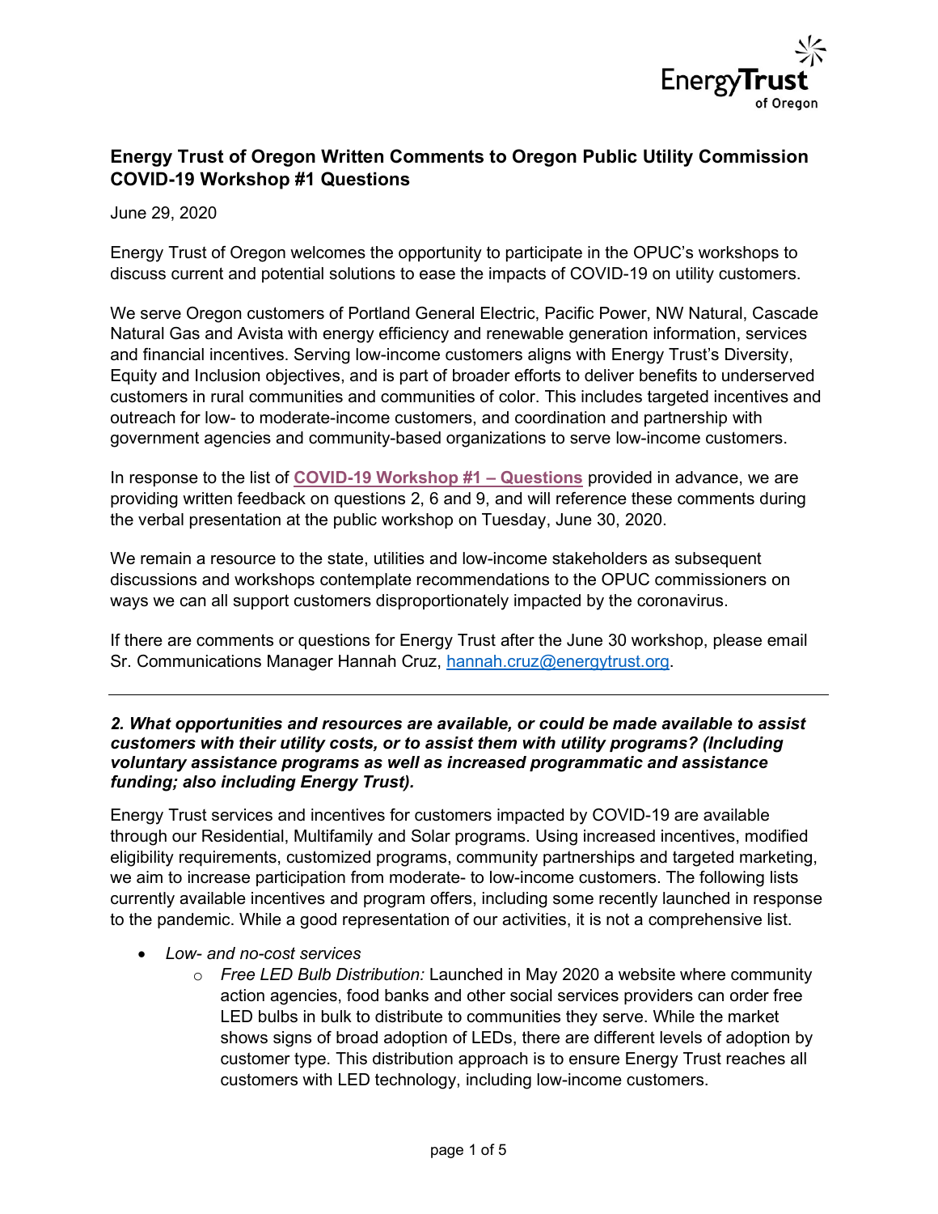## Energy Trust of Oregon Written Comments to Oregon Public Utility Commission COVID-19 Workshop #1 Questions

June 29, 2020

Energy Trust of Oregon welcomes the opportunity to participate in the OPUC's workshops to discuss current and potential solutions to ease the impacts of COVID-19 on utility customers.

We serve Oregon customers of Portland General Electric, Pacific Power, NW Natural, Cascade Natural Gas and Avista with energy efficiency and renewable generation information, services and financial incentives. Serving low-income customers aligns with Energy Trust's Diversity, Equity and Inclusion objectives, and is part of broader efforts to deliver benefits to underserved customers in rural communities and communities of color. This includes targeted incentives and outreach for low- to moderate-income customers, and coordination and partnership with government agencies and community-based organizations to serve low-income customers.

In response to the list of **COVID-19 Workshop #1 – Questions** provided in advance, we are providing written feedback on questions 2, 6 and 9, and will reference these comments during the verbal presentation at the public workshop on Tuesday, June 30, 2020.

We remain a resource to the state, utilities and low-income stakeholders as subsequent discussions and workshops contemplate recommendations to the OPUC commissioners on ways we can all support customers disproportionately impacted by the coronavirus.

If there are comments or questions for Energy Trust after the June 30 workshop, please email Sr. Communications Manager Hannah Cruz, hannah.cruz@energytrust.org.

---

***2. What opportunities and resources are available, or could be made available to assist customers with their utility costs, or to assist them with utility programs? (Including voluntary assistance programs as well as increased programmatic and assistance funding; also including Energy Trust).***

Energy Trust services and incentives for customers impacted by COVID-19 are available through our Residential, Multifamily and Solar programs. Using increased incentives, modified eligibility requirements, customized programs, community partnerships and targeted marketing, we aim to increase participation from moderate- to low-income customers. The following lists currently available incentives and program offers, including some recently launched in response to the pandemic. While a good representation of our activities, it is not a comprehensive list.

- *Low- and no-cost services*
  - *Free LED Bulb Distribution:* Launched in May 2020 a website where community action agencies, food banks and other social services providers can order free LED bulbs in bulk to distribute to communities they serve. While the market shows signs of broad adoption of LEDs, there are different levels of adoption by customer type. This distribution approach is to ensure Energy Trust reaches all customers with LED technology, including low-income customers.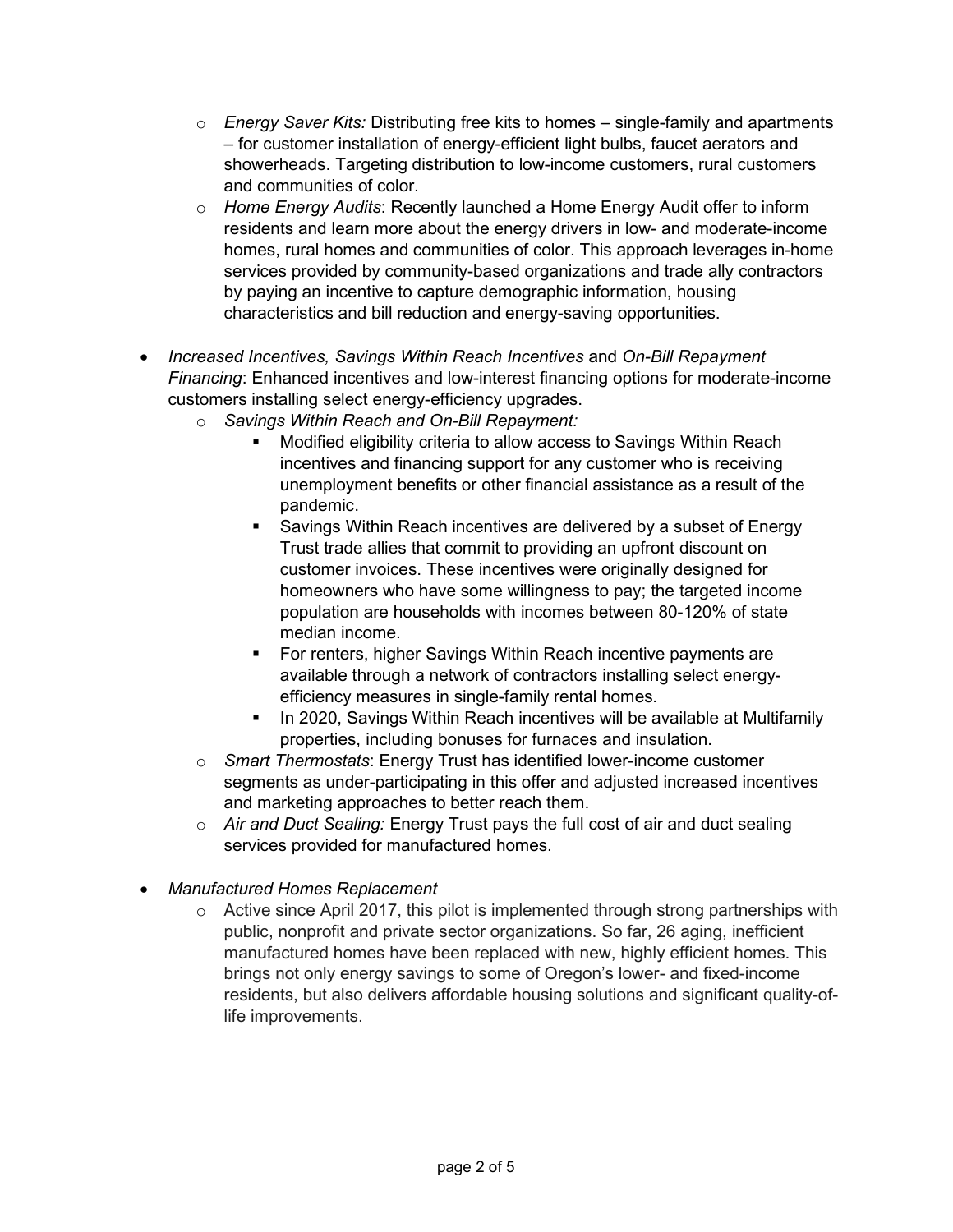- *Energy Saver Kits:* Distributing free kits to homes – single-family and apartments – for customer installation of energy-efficient light bulbs, faucet aerators and showerheads. Targeting distribution to low-income customers, rural customers and communities of color.
  - *Home Energy Audits*: Recently launched a Home Energy Audit offer to inform residents and learn more about the energy drivers in low- and moderate-income homes, rural homes and communities of color. This approach leverages in-home services provided by community-based organizations and trade ally contractors by paying an incentive to capture demographic information, housing characteristics and bill reduction and energy-saving opportunities.

- *Increased Incentives, Savings Within Reach Incentives* and *On-Bill Repayment Financing*: Enhanced incentives and low-interest financing options for moderate-income customers installing select energy-efficiency upgrades.
  - *Savings Within Reach and On-Bill Repayment:*
    - Modified eligibility criteria to allow access to Savings Within Reach incentives and financing support for any customer who is receiving unemployment benefits or other financial assistance as a result of the pandemic.
    - Savings Within Reach incentives are delivered by a subset of Energy Trust trade allies that commit to providing an upfront discount on customer invoices. These incentives were originally designed for homeowners who have some willingness to pay; the targeted income population are households with incomes between 80-120% of state median income.
    - For renters, higher Savings Within Reach incentive payments are available through a network of contractors installing select energy-efficiency measures in single-family rental homes.
    - In 2020, Savings Within Reach incentives will be available at Multifamily properties, including bonuses for furnaces and insulation.
  - *Smart Thermostats*: Energy Trust has identified lower-income customer segments as under-participating in this offer and adjusted increased incentives and marketing approaches to better reach them.
  - *Air and Duct Sealing:* Energy Trust pays the full cost of air and duct sealing services provided for manufactured homes.

- *Manufactured Homes Replacement*
  - Active since April 2017, this pilot is implemented through strong partnerships with public, nonprofit and private sector organizations. So far, 26 aging, inefficient manufactured homes have been replaced with new, highly efficient homes. This brings not only energy savings to some of Oregon's lower- and fixed-income residents, but also delivers affordable housing solutions and significant quality-of-life improvements.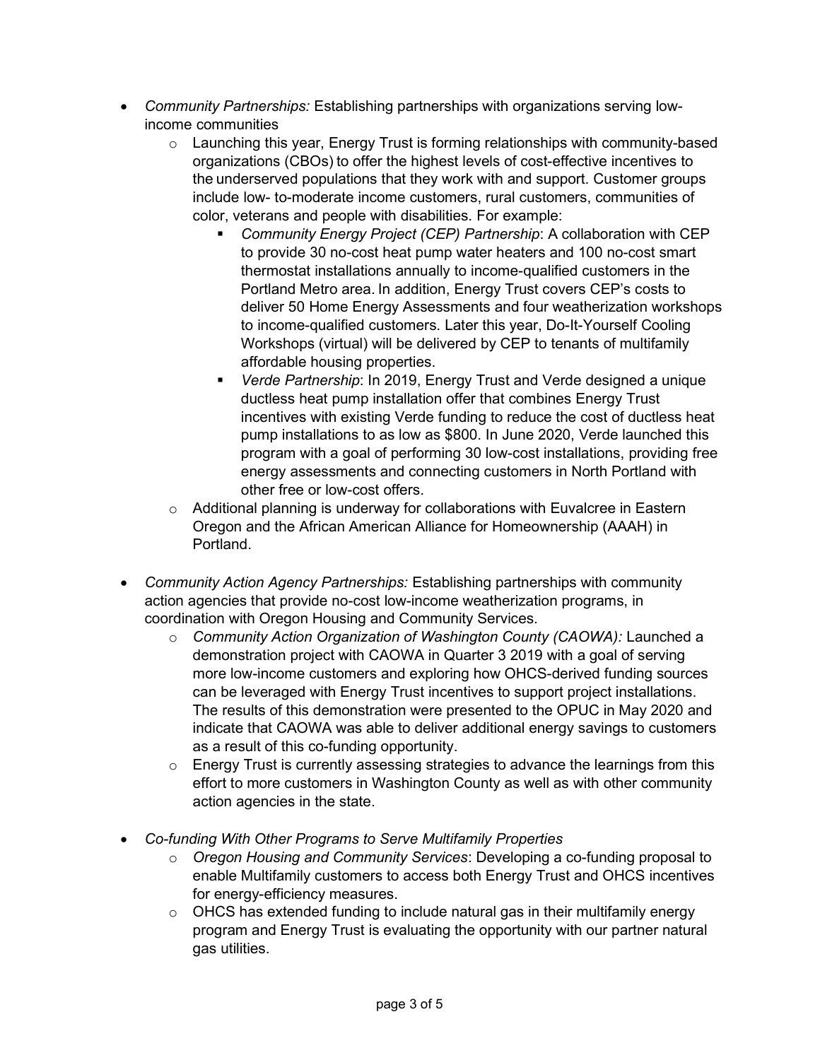- *Community Partnerships:* Establishing partnerships with organizations serving low-income communities
    - Launching this year, Energy Trust is forming relationships with community-based organizations (CBOs) to offer the highest levels of cost-effective incentives to the underserved populations that they work with and support. Customer groups include low- to-moderate income customers, rural customers, communities of color, veterans and people with disabilities. For example:
        - *Community Energy Project (CEP) Partnership*: A collaboration with CEP to provide 30 no-cost heat pump water heaters and 100 no-cost smart thermostat installations annually to income-qualified customers in the Portland Metro area. In addition, Energy Trust covers CEP's costs to deliver 50 Home Energy Assessments and four weatherization workshops to income-qualified customers. Later this year, Do-It-Yourself Cooling Workshops (virtual) will be delivered by CEP to tenants of multifamily affordable housing properties.
        - *Verde Partnership*: In 2019, Energy Trust and Verde designed a unique ductless heat pump installation offer that combines Energy Trust incentives with existing Verde funding to reduce the cost of ductless heat pump installations to as low as $800. In June 2020, Verde launched this program with a goal of performing 30 low-cost installations, providing free energy assessments and connecting customers in North Portland with other free or low-cost offers.
    - Additional planning is underway for collaborations with Euvalcree in Eastern Oregon and the African American Alliance for Homeownership (AAAH) in Portland.

- *Community Action Agency Partnerships:* Establishing partnerships with community action agencies that provide no-cost low-income weatherization programs, in coordination with Oregon Housing and Community Services.
    - *Community Action Organization of Washington County (CAOWA):* Launched a demonstration project with CAOWA in Quarter 3 2019 with a goal of serving more low-income customers and exploring how OHCS-derived funding sources can be leveraged with Energy Trust incentives to support project installations. The results of this demonstration were presented to the OPUC in May 2020 and indicate that CAOWA was able to deliver additional energy savings to customers as a result of this co-funding opportunity.
    - Energy Trust is currently assessing strategies to advance the learnings from this effort to more customers in Washington County as well as with other community action agencies in the state.

- *Co-funding With Other Programs to Serve Multifamily Properties*
    - *Oregon Housing and Community Services*: Developing a co-funding proposal to enable Multifamily customers to access both Energy Trust and OHCS incentives for energy-efficiency measures.
    - OHCS has extended funding to include natural gas in their multifamily energy program and Energy Trust is evaluating the opportunity with our partner natural gas utilities.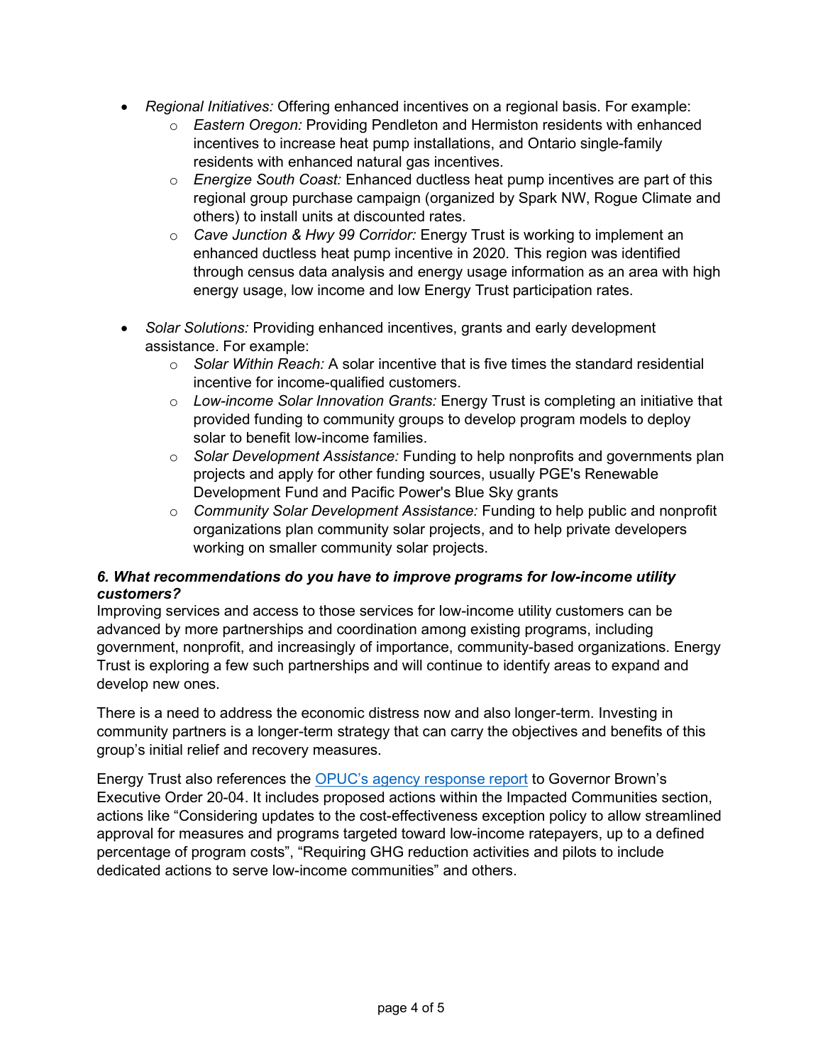- *Regional Initiatives:* Offering enhanced incentives on a regional basis. For example:
    - *Eastern Oregon:* Providing Pendleton and Hermiston residents with enhanced incentives to increase heat pump installations, and Ontario single-family residents with enhanced natural gas incentives.
    - *Energize South Coast:* Enhanced ductless heat pump incentives are part of this regional group purchase campaign (organized by Spark NW, Rogue Climate and others) to install units at discounted rates.
    - *Cave Junction & Hwy 99 Corridor:* Energy Trust is working to implement an enhanced ductless heat pump incentive in 2020. This region was identified through census data analysis and energy usage information as an area with high energy usage, low income and low Energy Trust participation rates.

- *Solar Solutions:* Providing enhanced incentives, grants and early development assistance. For example:
    - *Solar Within Reach:* A solar incentive that is five times the standard residential incentive for income-qualified customers.
    - *Low-income Solar Innovation Grants:* Energy Trust is completing an initiative that provided funding to community groups to develop program models to deploy solar to benefit low-income families.
    - *Solar Development Assistance:* Funding to help nonprofits and governments plan projects and apply for other funding sources, usually PGE's Renewable Development Fund and Pacific Power's Blue Sky grants
    - *Community Solar Development Assistance:* Funding to help public and nonprofit organizations plan community solar projects, and to help private developers working on smaller community solar projects.

***6. What recommendations do you have to improve programs for low-income utility customers?***

Improving services and access to those services for low-income utility customers can be advanced by more partnerships and coordination among existing programs, including government, nonprofit, and increasingly of importance, community-based organizations. Energy Trust is exploring a few such partnerships and will continue to identify areas to expand and develop new ones.

There is a need to address the economic distress now and also longer-term. Investing in community partners is a longer-term strategy that can carry the objectives and benefits of this group's initial relief and recovery measures.

Energy Trust also references the [OPUC's agency response report]() to Governor Brown's Executive Order 20-04. It includes proposed actions within the Impacted Communities section, actions like "Considering updates to the cost-effectiveness exception policy to allow streamlined approval for measures and programs targeted toward low-income ratepayers, up to a defined percentage of program costs", "Requiring GHG reduction activities and pilots to include dedicated actions to serve low-income communities" and others.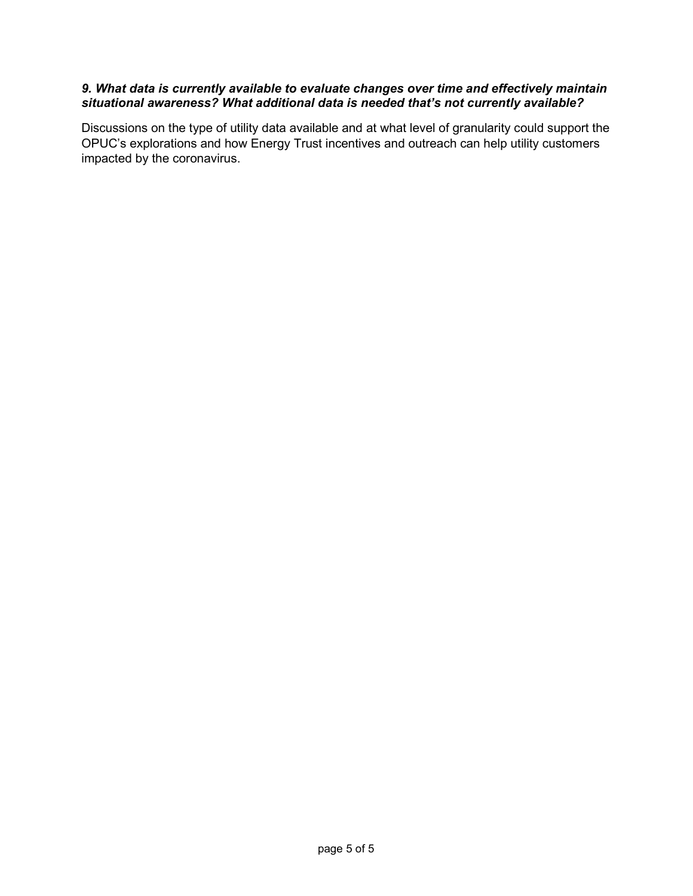***9. What data is currently available to evaluate changes over time and effectively maintain situational awareness? What additional data is needed that's not currently available?***

Discussions on the type of utility data available and at what level of granularity could support the OPUC's explorations and how Energy Trust incentives and outreach can help utility customers impacted by the coronavirus.